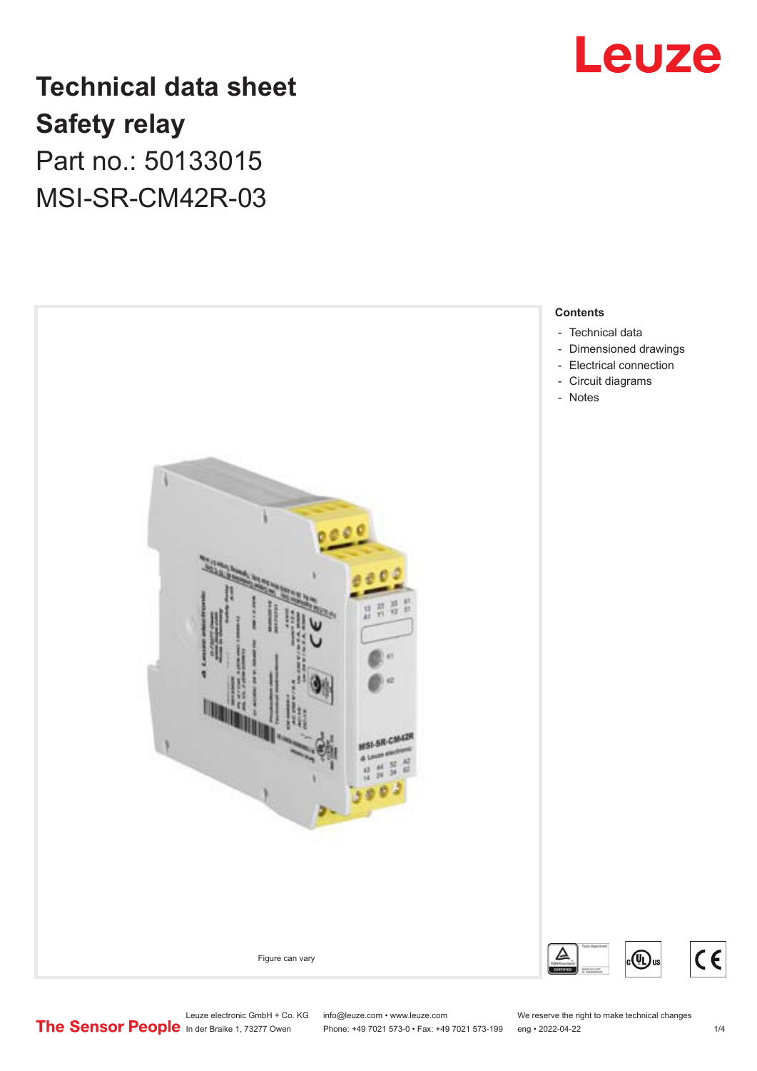# Technical data sheet
# Safety relay
## Part no.: 50133015
## MSI-SR-CM42R-03

Figure can vary

**Contents**

- Technical data
- Dimensioned drawings
- Electrical connection
- Circuit diagrams
- Notes

Leuze electronic GmbH + Co. KG
In der Braike 1, 73277 Owen

info@leuze.com • www.leuze.com
Phone: +49 7021 573-0 • Fax: +49 7021 573-199

We reserve the right to make technical changes
eng • 2022-04-22

The Sensor People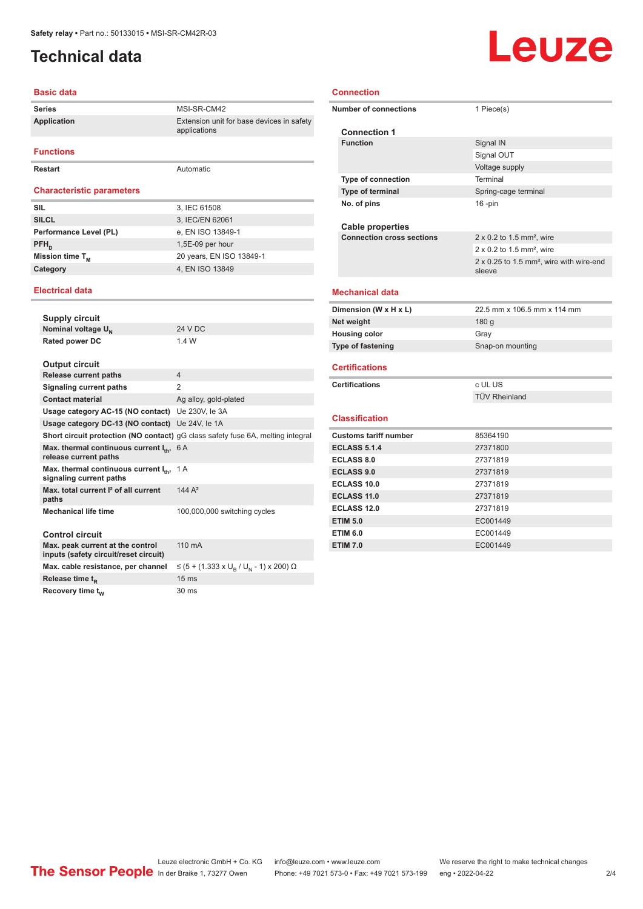Safety relay • Part no.: 50133015 • MSI-SR-CM42R-03

# Technical data

## Basic data

| | |
|---|---|
| Series | MSI-SR-CM42 |
| Application | Extension unit for base devices in safety applications |

## Functions

| | |
|---|---|
| Restart | Automatic |

## Characteristic parameters

| | |
|---|---|
| SIL | 3, IEC 61508 |
| SILCL | 3, IEC/EN 62061 |
| Performance Level (PL) | e, EN ISO 13849-1 |
| $PFH_D$ | 1,5E-09 per hour |
| Mission time $T_M$ | 20 years, EN ISO 13849-1 |
| Category | 4, EN ISO 13849 |

## Electrical data

### Supply circuit

| | |
|---|---|
| Nominal voltage $U_N$ | 24 V DC |
| Rated power DC | 1.4 W |

### Output circuit

| | |
|---|---|
| Release current paths | 4 |
| Signaling current paths | 2 |
| Contact material | Ag alloy, gold-plated |
| Usage category AC-15 (NO contact) | Ue 230V, Ie 3A |
| Usage category DC-13 (NO contact) | Ue 24V, Ie 1A |
| Short circuit protection (NO contact) | gG class safety fuse 6A, melting integral |
| Max. thermal continuous current $I_{th}$, release current paths | 6 A |
| Max. thermal continuous current $I_{th}$, signaling current paths | 1 A |
| Max. total current I² of all current paths | 144 A² |
| Mechanical life time | 100,000,000 switching cycles |

### Control circuit

| | |
|---|---|
| Max. peak current at the control inputs (safety circuit/reset circuit) | 110 mA |
| Max. cable resistance, per channel | ≤ (5 + (1.333 x $U_B$ / $U_N$ - 1) x 200) Ω |
| Release time $t_R$ | 15 ms |
| Recovery time $t_W$ | 30 ms |

## Connection

| | |
|---|---|
| Number of connections | 1 Piece(s) |

### Connection 1

| | |
|---|---|
| Function | Signal IN |
| | Signal OUT |
| | Voltage supply |
| Type of connection | Terminal |
| Type of terminal | Spring-cage terminal |
| No. of pins | 16 -pin |

### Cable properties

| | |
|---|---|
| Connection cross sections | 2 x 0.2 to 1.5 mm², wire |
| | 2 x 0.2 to 1.5 mm², wire |
| | 2 x 0.25 to 1.5 mm², wire with wire-end sleeve |

## Mechanical data

| | |
|---|---|
| Dimension (W x H x L) | 22.5 mm x 106.5 mm x 114 mm |
| Net weight | 180 g |
| Housing color | Gray |
| Type of fastening | Snap-on mounting |

## Certifications

| | |
|---|---|
| Certifications | c UL US |
| | TÜV Rheinland |

## Classification

| | |
|---|---|
| Customs tariff number | 85364190 |
| ECLASS 5.1.4 | 27371800 |
| ECLASS 8.0 | 27371819 |
| ECLASS 9.0 | 27371819 |
| ECLASS 10.0 | 27371819 |
| ECLASS 11.0 | 27371819 |
| ECLASS 12.0 | 27371819 |
| ETIM 5.0 | EC001449 |
| ETIM 6.0 | EC001449 |
| ETIM 7.0 | EC001449 |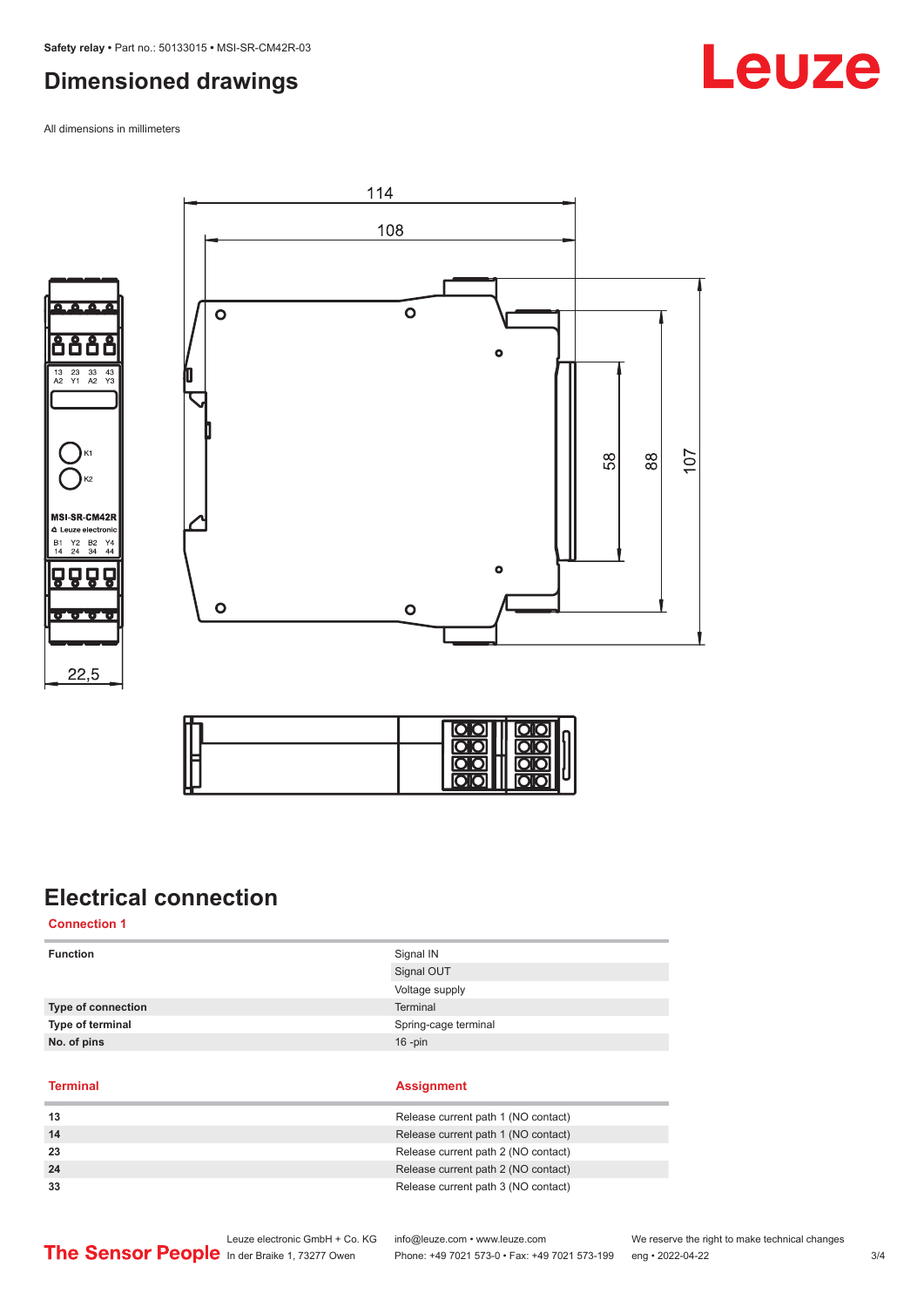# Dimensioned drawings

All dimensions in millimeters

# Electrical connection

## Connection 1

| | |
|---|---|
| **Function** | Signal IN |
| | Signal OUT |
| | Voltage supply |
| **Type of connection** | Terminal |
| **Type of terminal** | Spring-cage terminal |
| **No. of pins** | 16 -pin |

| Terminal | Assignment |
|---|---|
| **13** | Release current path 1 (NO contact) |
| **14** | Release current path 1 (NO contact) |
| **23** | Release current path 2 (NO contact) |
| **24** | Release current path 2 (NO contact) |
| **33** | Release current path 3 (NO contact) |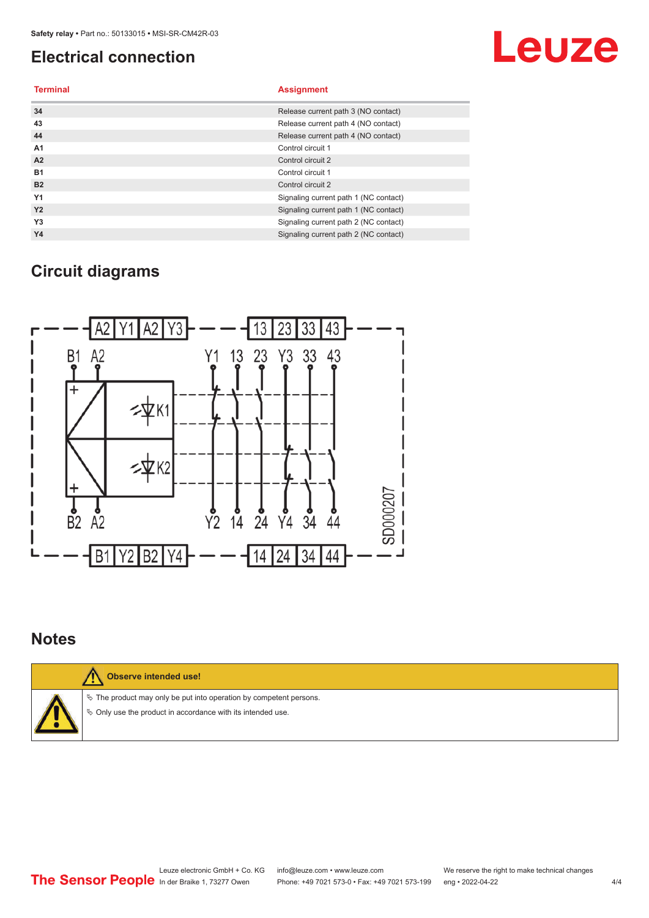## Electrical connection

| Terminal | Assignment |
|---|---|
| 34 | Release current path 3 (NO contact) |
| 43 | Release current path 4 (NO contact) |
| 44 | Release current path 4 (NO contact) |
| A1 | Control circuit 1 |
| A2 | Control circuit 2 |
| B1 | Control circuit 1 |
| B2 | Control circuit 2 |
| Y1 | Signaling current path 1 (NC contact) |
| Y2 | Signaling current path 1 (NC contact) |
| Y3 | Signaling current path 2 (NC contact) |
| Y4 | Signaling current path 2 (NC contact) |

## Circuit diagrams

A2 Y1 A2 Y3
13 23 33 43
B1 A2
Y1 13 23 Y3 33 43
K1
K2
B2 A2
Y2 14 24 Y4 34 44
SD000207
B1 Y2 B2 Y4
14 24 34 44

## Notes

**Observe intended use!**

- The product may only be put into operation by competent persons.
- Only use the product in accordance with its intended use.